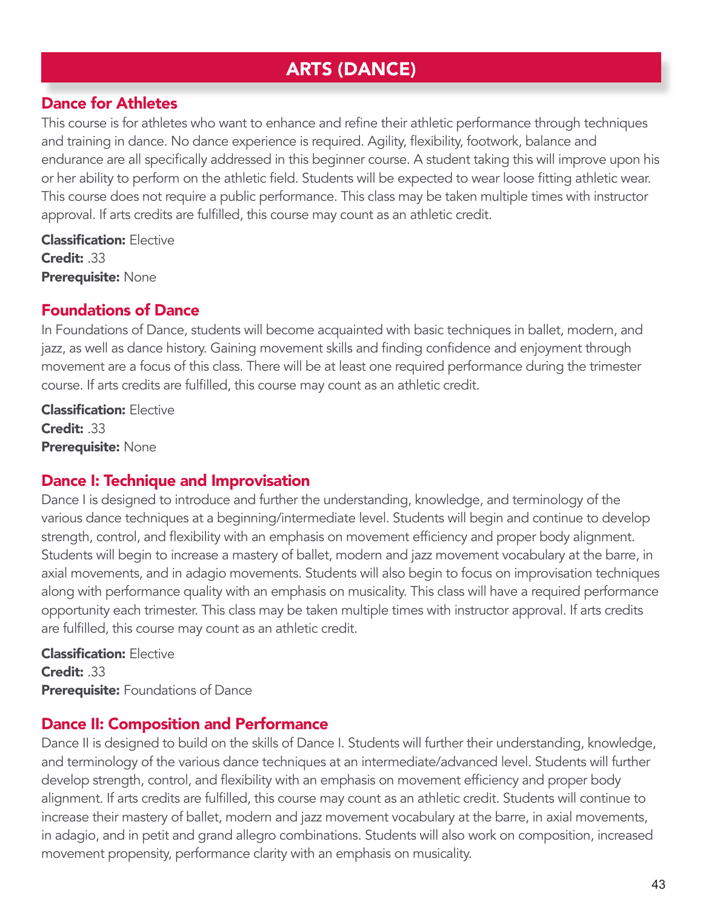# ARTS (DANCE)

## Dance for Athletes

This course is for athletes who want to enhance and refine their athletic performance through techniques and training in dance. No dance experience is required. Agility, flexibility, footwork, balance and endurance are all specifically addressed in this beginner course. A student taking this will improve upon his or her ability to perform on the athletic field. Students will be expected to wear loose fitting athletic wear. This course does not require a public performance. This class may be taken multiple times with instructor approval. If arts credits are fulfilled, this course may count as an athletic credit.

**Classification:** Elective
**Credit:** .33
**Prerequisite:** None

## Foundations of Dance

In Foundations of Dance, students will become acquainted with basic techniques in ballet, modern, and jazz, as well as dance history. Gaining movement skills and finding confidence and enjoyment through movement are a focus of this class. There will be at least one required performance during the trimester course. If arts credits are fulfilled, this course may count as an athletic credit.

**Classification:** Elective
**Credit:** .33
**Prerequisite:** None

## Dance I: Technique and Improvisation

Dance I is designed to introduce and further the understanding, knowledge, and terminology of the various dance techniques at a beginning/intermediate level. Students will begin and continue to develop strength, control, and flexibility with an emphasis on movement efficiency and proper body alignment. Students will begin to increase a mastery of ballet, modern and jazz movement vocabulary at the barre, in axial movements, and in adagio movements. Students will also begin to focus on improvisation techniques along with performance quality with an emphasis on musicality. This class will have a required performance opportunity each trimester. This class may be taken multiple times with instructor approval. If arts credits are fulfilled, this course may count as an athletic credit.

**Classification:** Elective
**Credit:** .33
**Prerequisite:** Foundations of Dance

## Dance II: Composition and Performance

Dance II is designed to build on the skills of Dance I. Students will further their understanding, knowledge, and terminology of the various dance techniques at an intermediate/advanced level. Students will further develop strength, control, and flexibility with an emphasis on movement efficiency and proper body alignment. If arts credits are fulfilled, this course may count as an athletic credit. Students will continue to increase their mastery of ballet, modern and jazz movement vocabulary at the barre, in axial movements, in adagio, and in petit and grand allegro combinations. Students will also work on composition, increased movement propensity, performance clarity with an emphasis on musicality.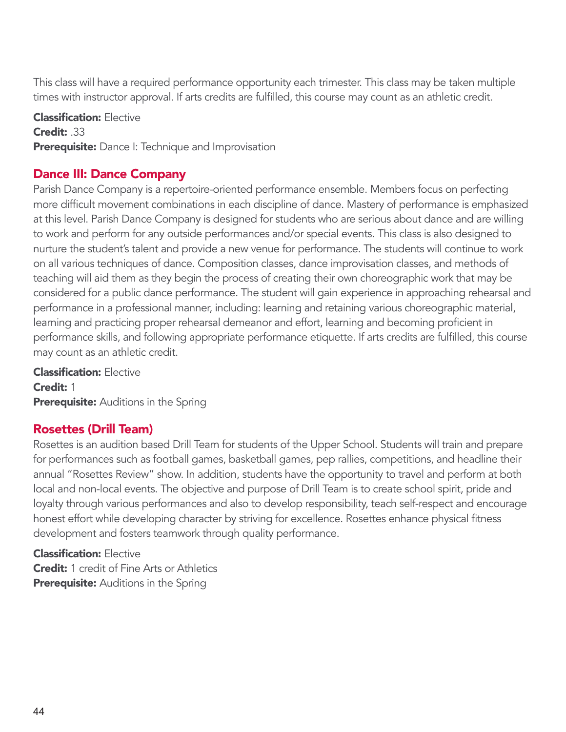This class will have a required performance opportunity each trimester. This class may be taken multiple times with instructor approval. If arts credits are fulfilled, this course may count as an athletic credit.

**Classification:** Elective
**Credit:** .33
**Prerequisite:** Dance I: Technique and Improvisation

## Dance III: Dance Company

Parish Dance Company is a repertoire-oriented performance ensemble. Members focus on perfecting more difficult movement combinations in each discipline of dance. Mastery of performance is emphasized at this level. Parish Dance Company is designed for students who are serious about dance and are willing to work and perform for any outside performances and/or special events. This class is also designed to nurture the student's talent and provide a new venue for performance. The students will continue to work on all various techniques of dance. Composition classes, dance improvisation classes, and methods of teaching will aid them as they begin the process of creating their own choreographic work that may be considered for a public dance performance. The student will gain experience in approaching rehearsal and performance in a professional manner, including: learning and retaining various choreographic material, learning and practicing proper rehearsal demeanor and effort, learning and becoming proficient in performance skills, and following appropriate performance etiquette. If arts credits are fulfilled, this course may count as an athletic credit.

**Classification:** Elective
**Credit:** 1
**Prerequisite:** Auditions in the Spring

## Rosettes (Drill Team)

Rosettes is an audition based Drill Team for students of the Upper School. Students will train and prepare for performances such as football games, basketball games, pep rallies, competitions, and headline their annual "Rosettes Review" show. In addition, students have the opportunity to travel and perform at both local and non-local events. The objective and purpose of Drill Team is to create school spirit, pride and loyalty through various performances and also to develop responsibility, teach self-respect and encourage honest effort while developing character by striving for excellence. Rosettes enhance physical fitness development and fosters teamwork through quality performance.

**Classification:** Elective
**Credit:** 1 credit of Fine Arts or Athletics
**Prerequisite:** Auditions in the Spring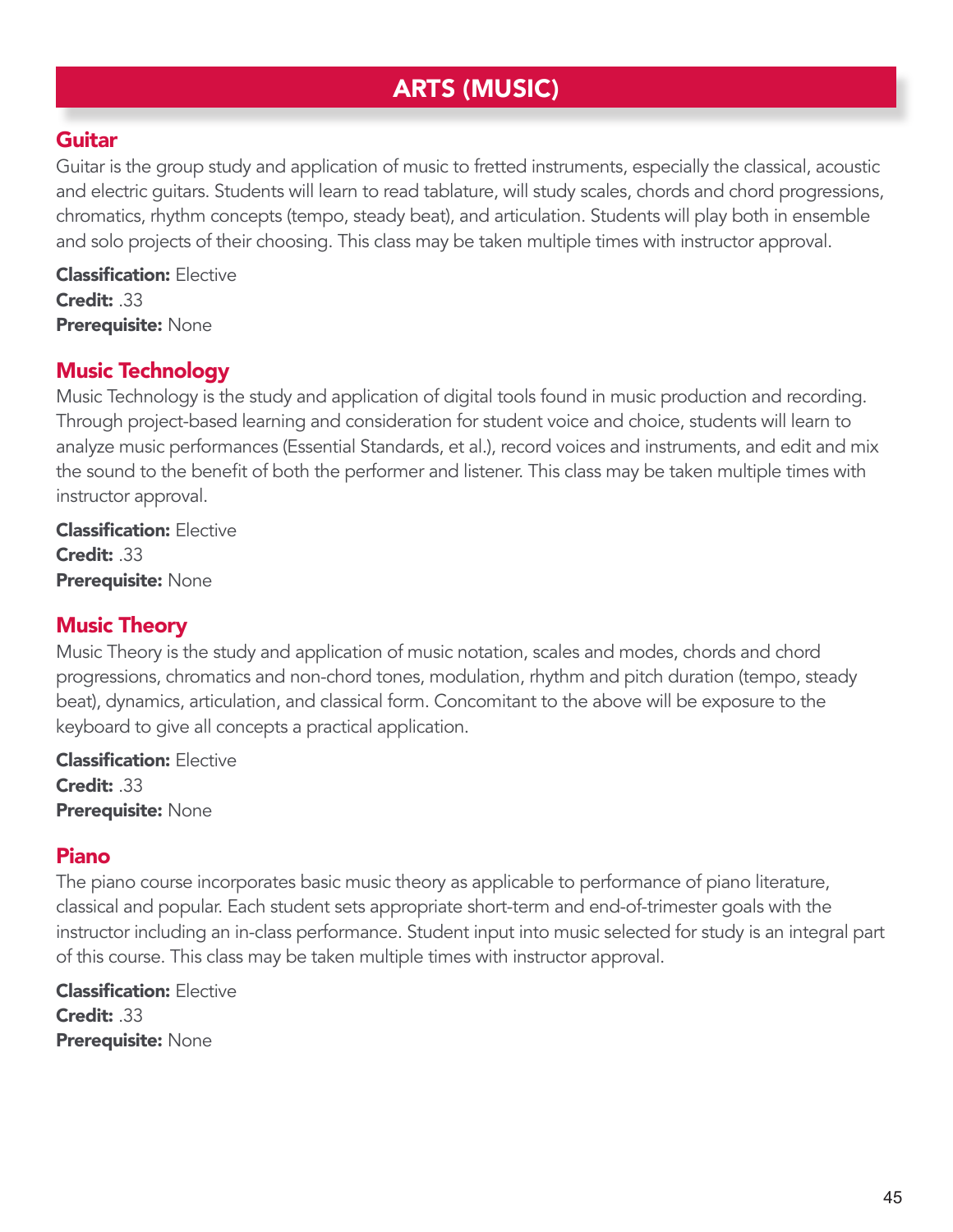# ARTS (MUSIC)

## Guitar

Guitar is the group study and application of music to fretted instruments, especially the classical, acoustic and electric guitars. Students will learn to read tablature, will study scales, chords and chord progressions, chromatics, rhythm concepts (tempo, steady beat), and articulation. Students will play both in ensemble and solo projects of their choosing. This class may be taken multiple times with instructor approval.

**Classification:** Elective
**Credit:** .33
**Prerequisite:** None

## Music Technology

Music Technology is the study and application of digital tools found in music production and recording. Through project-based learning and consideration for student voice and choice, students will learn to analyze music performances (Essential Standards, et al.), record voices and instruments, and edit and mix the sound to the benefit of both the performer and listener. This class may be taken multiple times with instructor approval.

**Classification:** Elective
**Credit:** .33
**Prerequisite:** None

## Music Theory

Music Theory is the study and application of music notation, scales and modes, chords and chord progressions, chromatics and non-chord tones, modulation, rhythm and pitch duration (tempo, steady beat), dynamics, articulation, and classical form. Concomitant to the above will be exposure to the keyboard to give all concepts a practical application.

**Classification:** Elective
**Credit:** .33
**Prerequisite:** None

## Piano

The piano course incorporates basic music theory as applicable to performance of piano literature, classical and popular. Each student sets appropriate short-term and end-of-trimester goals with the instructor including an in-class performance. Student input into music selected for study is an integral part of this course. This class may be taken multiple times with instructor approval.

**Classification:** Elective
**Credit:** .33
**Prerequisite:** None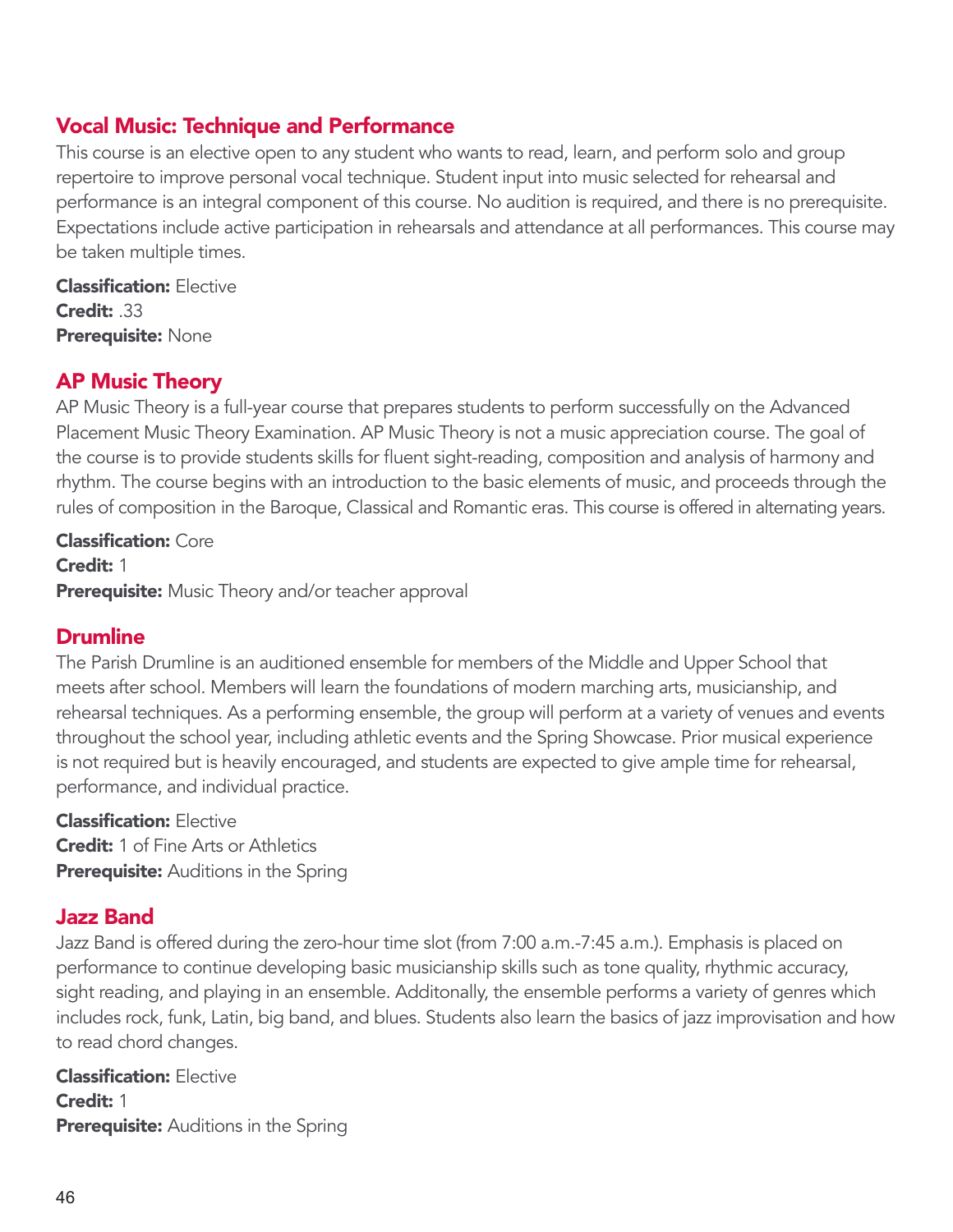## Vocal Music: Technique and Performance

This course is an elective open to any student who wants to read, learn, and perform solo and group repertoire to improve personal vocal technique. Student input into music selected for rehearsal and performance is an integral component of this course. No audition is required, and there is no prerequisite. Expectations include active participation in rehearsals and attendance at all performances. This course may be taken multiple times.

**Classification:** Elective
**Credit:** .33
**Prerequisite:** None

## AP Music Theory

AP Music Theory is a full-year course that prepares students to perform successfully on the Advanced Placement Music Theory Examination. AP Music Theory is not a music appreciation course. The goal of the course is to provide students skills for fluent sight-reading, composition and analysis of harmony and rhythm. The course begins with an introduction to the basic elements of music, and proceeds through the rules of composition in the Baroque, Classical and Romantic eras. This course is offered in alternating years.

**Classification:** Core
**Credit:** 1
**Prerequisite:** Music Theory and/or teacher approval

## Drumline

The Parish Drumline is an auditioned ensemble for members of the Middle and Upper School that meets after school. Members will learn the foundations of modern marching arts, musicianship, and rehearsal techniques. As a performing ensemble, the group will perform at a variety of venues and events throughout the school year, including athletic events and the Spring Showcase. Prior musical experience is not required but is heavily encouraged, and students are expected to give ample time for rehearsal, performance, and individual practice.

**Classification:** Elective
**Credit:** 1 of Fine Arts or Athletics
**Prerequisite:** Auditions in the Spring

## Jazz Band

Jazz Band is offered during the zero-hour time slot (from 7:00 a.m.-7:45 a.m.). Emphasis is placed on performance to continue developing basic musicianship skills such as tone quality, rhythmic accuracy, sight reading, and playing in an ensemble. Additonally, the ensemble performs a variety of genres which includes rock, funk, Latin, big band, and blues. Students also learn the basics of jazz improvisation and how to read chord changes.

**Classification:** Elective
**Credit:** 1
**Prerequisite:** Auditions in the Spring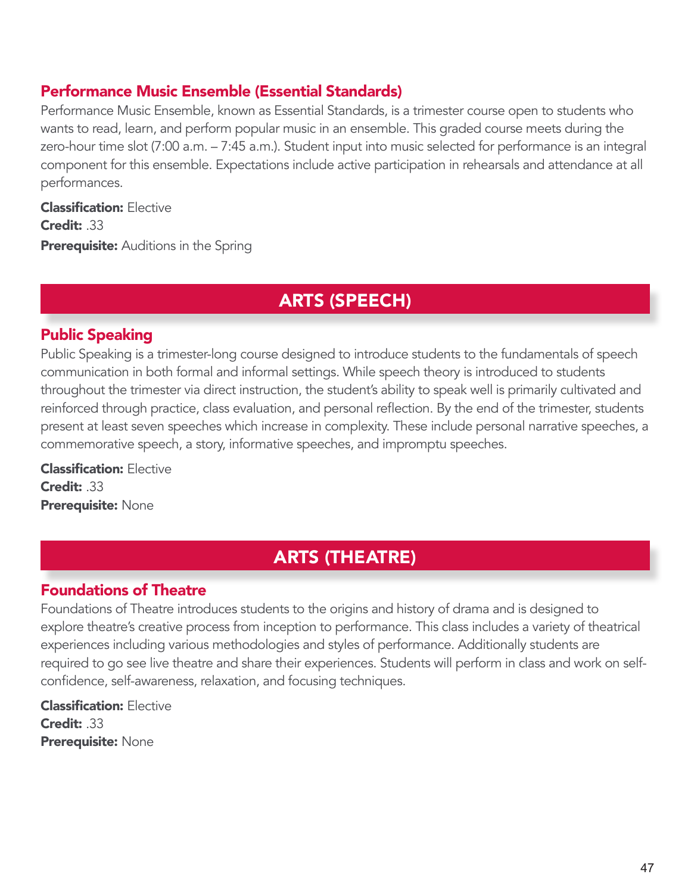### Performance Music Ensemble (Essential Standards)

Performance Music Ensemble, known as Essential Standards, is a trimester course open to students who wants to read, learn, and perform popular music in an ensemble. This graded course meets during the zero-hour time slot (7:00 a.m. – 7:45 a.m.). Student input into music selected for performance is an integral component for this ensemble. Expectations include active participation in rehearsals and attendance at all performances.

**Classification:** Elective
**Credit:** .33
**Prerequisite:** Auditions in the Spring

## ARTS (SPEECH)

### Public Speaking

Public Speaking is a trimester-long course designed to introduce students to the fundamentals of speech communication in both formal and informal settings. While speech theory is introduced to students throughout the trimester via direct instruction, the student's ability to speak well is primarily cultivated and reinforced through practice, class evaluation, and personal reflection. By the end of the trimester, students present at least seven speeches which increase in complexity. These include personal narrative speeches, a commemorative speech, a story, informative speeches, and impromptu speeches.

**Classification:** Elective
**Credit:** .33
**Prerequisite:** None

## ARTS (THEATRE)

### Foundations of Theatre

Foundations of Theatre introduces students to the origins and history of drama and is designed to explore theatre's creative process from inception to performance. This class includes a variety of theatrical experiences including various methodologies and styles of performance. Additionally students are required to go see live theatre and share their experiences. Students will perform in class and work on self-confidence, self-awareness, relaxation, and focusing techniques.

**Classification:** Elective
**Credit:** .33
**Prerequisite:** None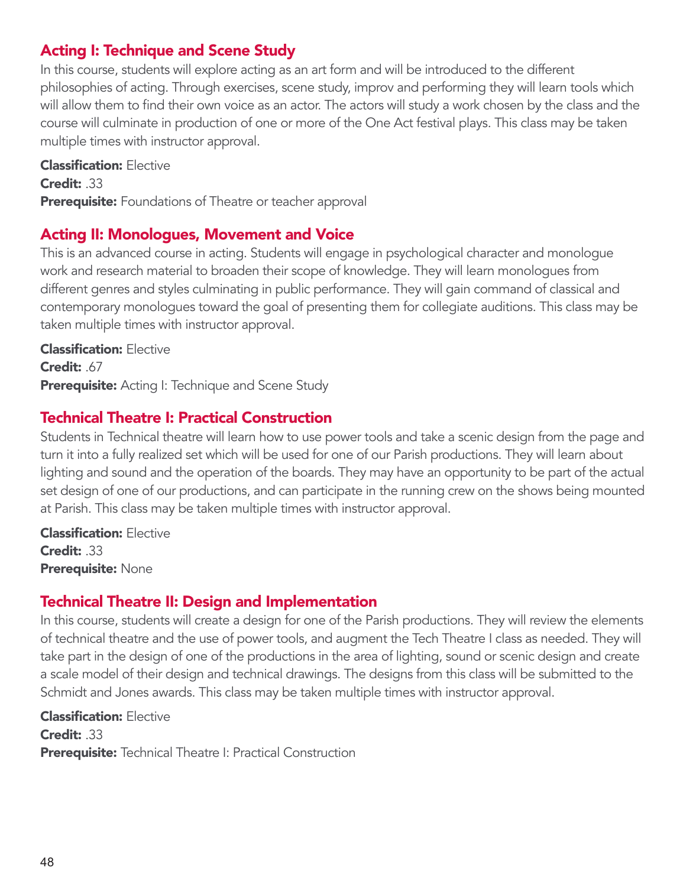## Acting I: Technique and Scene Study

In this course, students will explore acting as an art form and will be introduced to the different philosophies of acting. Through exercises, scene study, improv and performing they will learn tools which will allow them to find their own voice as an actor. The actors will study a work chosen by the class and the course will culminate in production of one or more of the One Act festival plays. This class may be taken multiple times with instructor approval.

**Classification:** Elective
**Credit:** .33
**Prerequisite:** Foundations of Theatre or teacher approval

## Acting II: Monologues, Movement and Voice

This is an advanced course in acting. Students will engage in psychological character and monologue work and research material to broaden their scope of knowledge. They will learn monologues from different genres and styles culminating in public performance. They will gain command of classical and contemporary monologues toward the goal of presenting them for collegiate auditions. This class may be taken multiple times with instructor approval.

**Classification:** Elective
**Credit:** .67
**Prerequisite:** Acting I: Technique and Scene Study

## Technical Theatre I: Practical Construction

Students in Technical theatre will learn how to use power tools and take a scenic design from the page and turn it into a fully realized set which will be used for one of our Parish productions. They will learn about lighting and sound and the operation of the boards. They may have an opportunity to be part of the actual set design of one of our productions, and can participate in the running crew on the shows being mounted at Parish. This class may be taken multiple times with instructor approval.

**Classification:** Elective
**Credit:** .33
**Prerequisite:** None

## Technical Theatre II: Design and Implementation

In this course, students will create a design for one of the Parish productions. They will review the elements of technical theatre and the use of power tools, and augment the Tech Theatre I class as needed. They will take part in the design of one of the productions in the area of lighting, sound or scenic design and create a scale model of their design and technical drawings. The designs from this class will be submitted to the Schmidt and Jones awards. This class may be taken multiple times with instructor approval.

**Classification:** Elective
**Credit:** .33
**Prerequisite:** Technical Theatre I: Practical Construction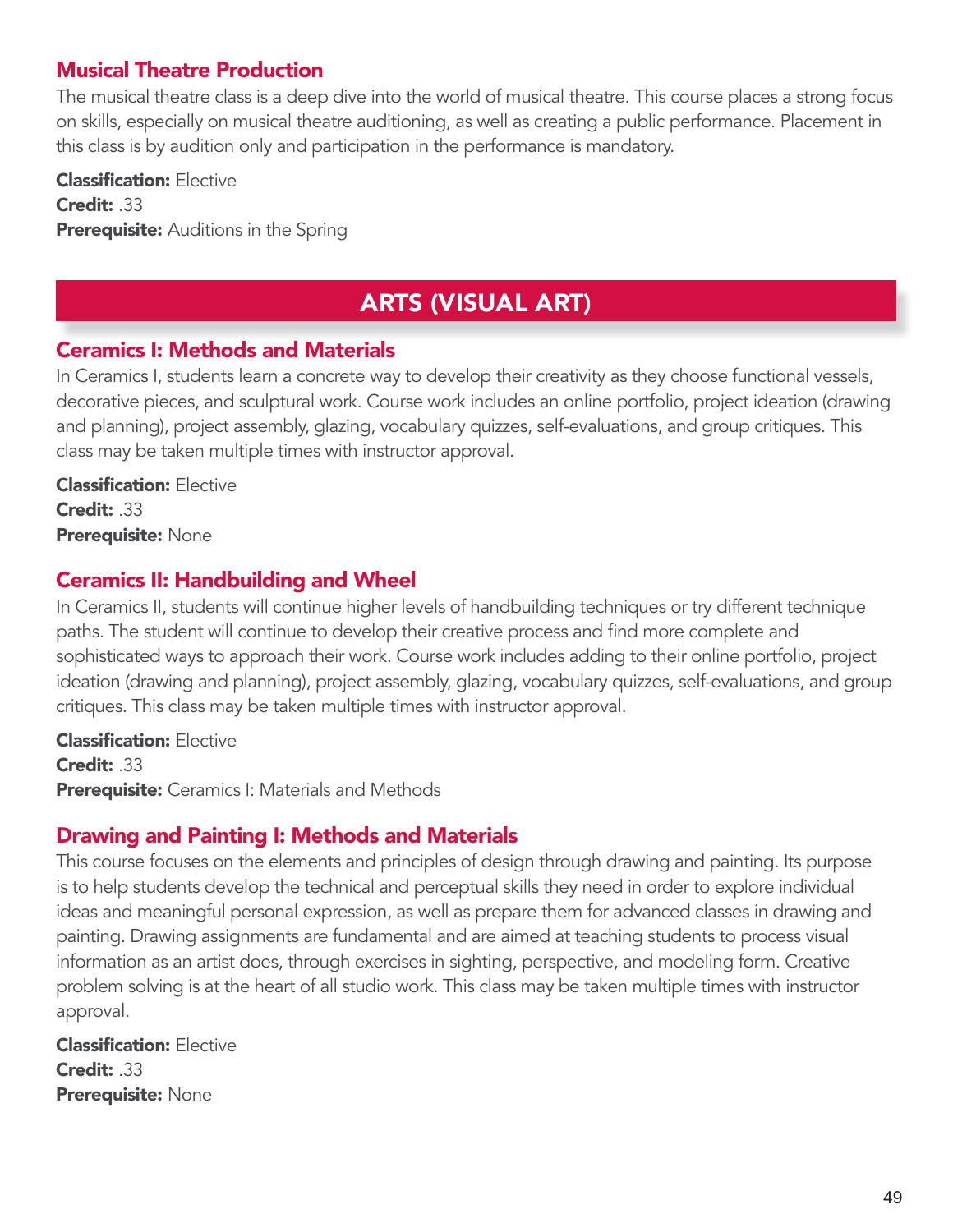### Musical Theatre Production

The musical theatre class is a deep dive into the world of musical theatre. This course places a strong focus on skills, especially on musical theatre auditioning, as well as creating a public performance. Placement in this class is by audition only and participation in the performance is mandatory.

**Classification:** Elective
**Credit:** .33
**Prerequisite:** Auditions in the Spring

## ARTS (VISUAL ART)

### Ceramics I: Methods and Materials

In Ceramics I, students learn a concrete way to develop their creativity as they choose functional vessels, decorative pieces, and sculptural work. Course work includes an online portfolio, project ideation (drawing and planning), project assembly, glazing, vocabulary quizzes, self-evaluations, and group critiques. This class may be taken multiple times with instructor approval.

**Classification:** Elective
**Credit:** .33
**Prerequisite:** None

### Ceramics II: Handbuilding and Wheel

In Ceramics II, students will continue higher levels of handbuilding techniques or try different technique paths. The student will continue to develop their creative process and find more complete and sophisticated ways to approach their work. Course work includes adding to their online portfolio, project ideation (drawing and planning), project assembly, glazing, vocabulary quizzes, self-evaluations, and group critiques. This class may be taken multiple times with instructor approval.

**Classification:** Elective
**Credit:** .33
**Prerequisite:** Ceramics I: Materials and Methods

### Drawing and Painting I: Methods and Materials

This course focuses on the elements and principles of design through drawing and painting. Its purpose is to help students develop the technical and perceptual skills they need in order to explore individual ideas and meaningful personal expression, as well as prepare them for advanced classes in drawing and painting. Drawing assignments are fundamental and are aimed at teaching students to process visual information as an artist does, through exercises in sighting, perspective, and modeling form. Creative problem solving is at the heart of all studio work. This class may be taken multiple times with instructor approval.

**Classification:** Elective
**Credit:** .33
**Prerequisite:** None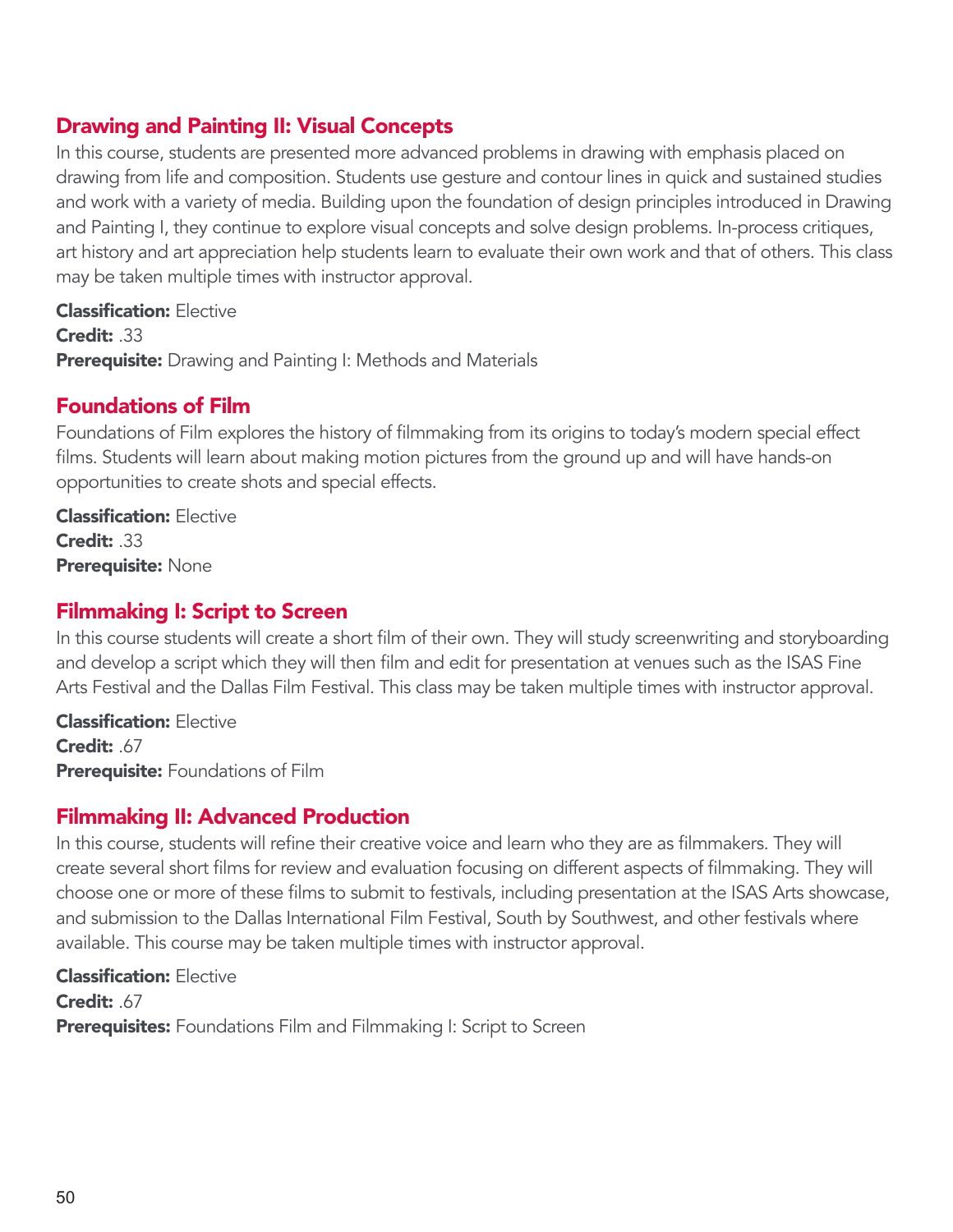## Drawing and Painting II: Visual Concepts

In this course, students are presented more advanced problems in drawing with emphasis placed on drawing from life and composition. Students use gesture and contour lines in quick and sustained studies and work with a variety of media. Building upon the foundation of design principles introduced in Drawing and Painting I, they continue to explore visual concepts and solve design problems. In-process critiques, art history and art appreciation help students learn to evaluate their own work and that of others. This class may be taken multiple times with instructor approval.

**Classification:** Elective
**Credit:** .33
**Prerequisite:** Drawing and Painting I: Methods and Materials

## Foundations of Film

Foundations of Film explores the history of filmmaking from its origins to today's modern special effect films. Students will learn about making motion pictures from the ground up and will have hands-on opportunities to create shots and special effects.

**Classification:** Elective
**Credit:** .33
**Prerequisite:** None

## Filmmaking I: Script to Screen

In this course students will create a short film of their own. They will study screenwriting and storyboarding and develop a script which they will then film and edit for presentation at venues such as the ISAS Fine Arts Festival and the Dallas Film Festival. This class may be taken multiple times with instructor approval.

**Classification:** Elective
**Credit:** .67
**Prerequisite:** Foundations of Film

## Filmmaking II: Advanced Production

In this course, students will refine their creative voice and learn who they are as filmmakers. They will create several short films for review and evaluation focusing on different aspects of filmmaking. They will choose one or more of these films to submit to festivals, including presentation at the ISAS Arts showcase, and submission to the Dallas International Film Festival, South by Southwest, and other festivals where available. This course may be taken multiple times with instructor approval.

**Classification:** Elective
**Credit:** .67
**Prerequisites:** Foundations Film and Filmmaking I: Script to Screen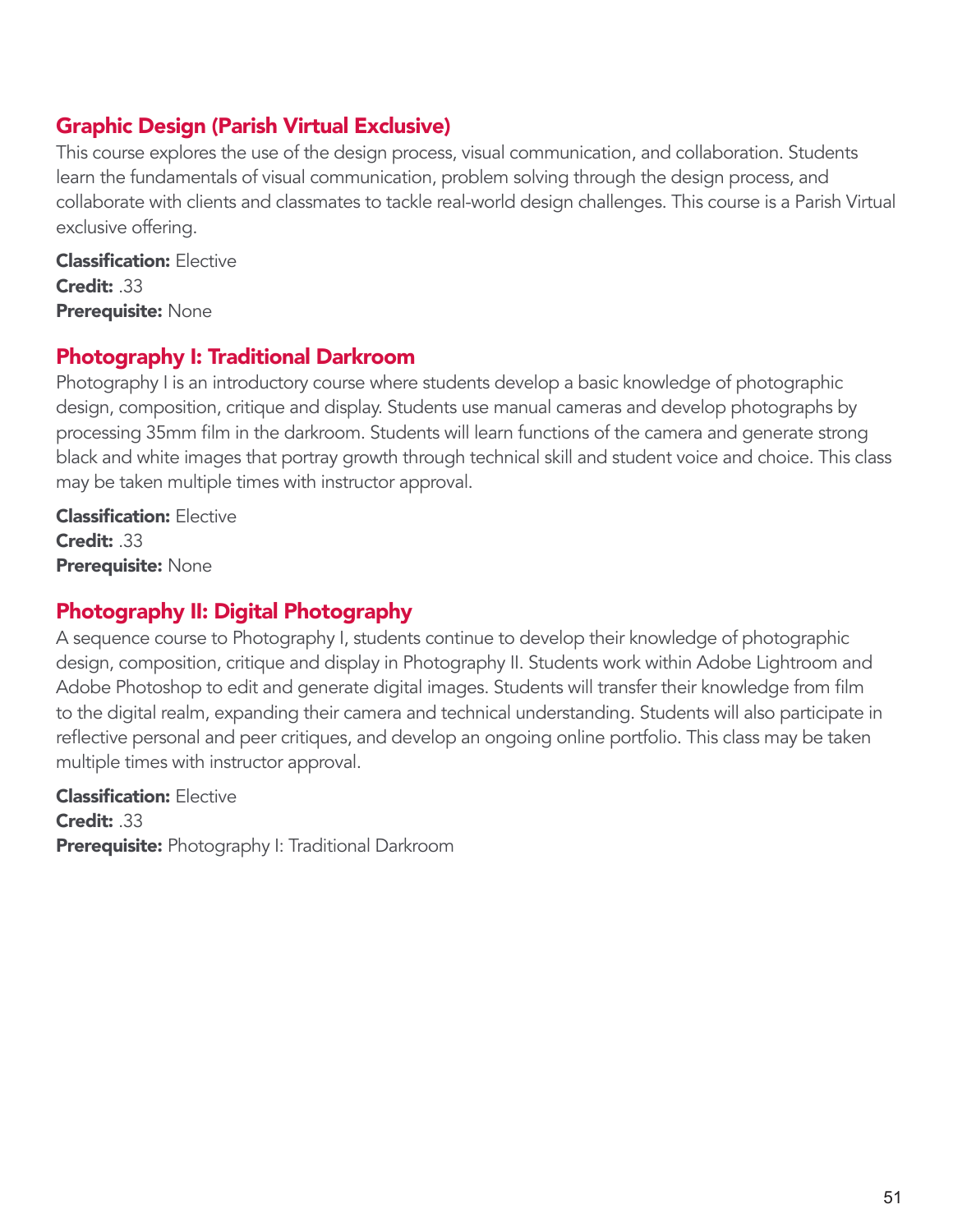## Graphic Design (Parish Virtual Exclusive)

This course explores the use of the design process, visual communication, and collaboration. Students learn the fundamentals of visual communication, problem solving through the design process, and collaborate with clients and classmates to tackle real-world design challenges. This course is a Parish Virtual exclusive offering.

**Classification:** Elective
**Credit:** .33
**Prerequisite:** None

## Photography I: Traditional Darkroom

Photography I is an introductory course where students develop a basic knowledge of photographic design, composition, critique and display. Students use manual cameras and develop photographs by processing 35mm film in the darkroom. Students will learn functions of the camera and generate strong black and white images that portray growth through technical skill and student voice and choice. This class may be taken multiple times with instructor approval.

**Classification:** Elective
**Credit:** .33
**Prerequisite:** None

## Photography II: Digital Photography

A sequence course to Photography I, students continue to develop their knowledge of photographic design, composition, critique and display in Photography II. Students work within Adobe Lightroom and Adobe Photoshop to edit and generate digital images. Students will transfer their knowledge from film to the digital realm, expanding their camera and technical understanding. Students will also participate in reflective personal and peer critiques, and develop an ongoing online portfolio. This class may be taken multiple times with instructor approval.

**Classification:** Elective
**Credit:** .33
**Prerequisite:** Photography I: Traditional Darkroom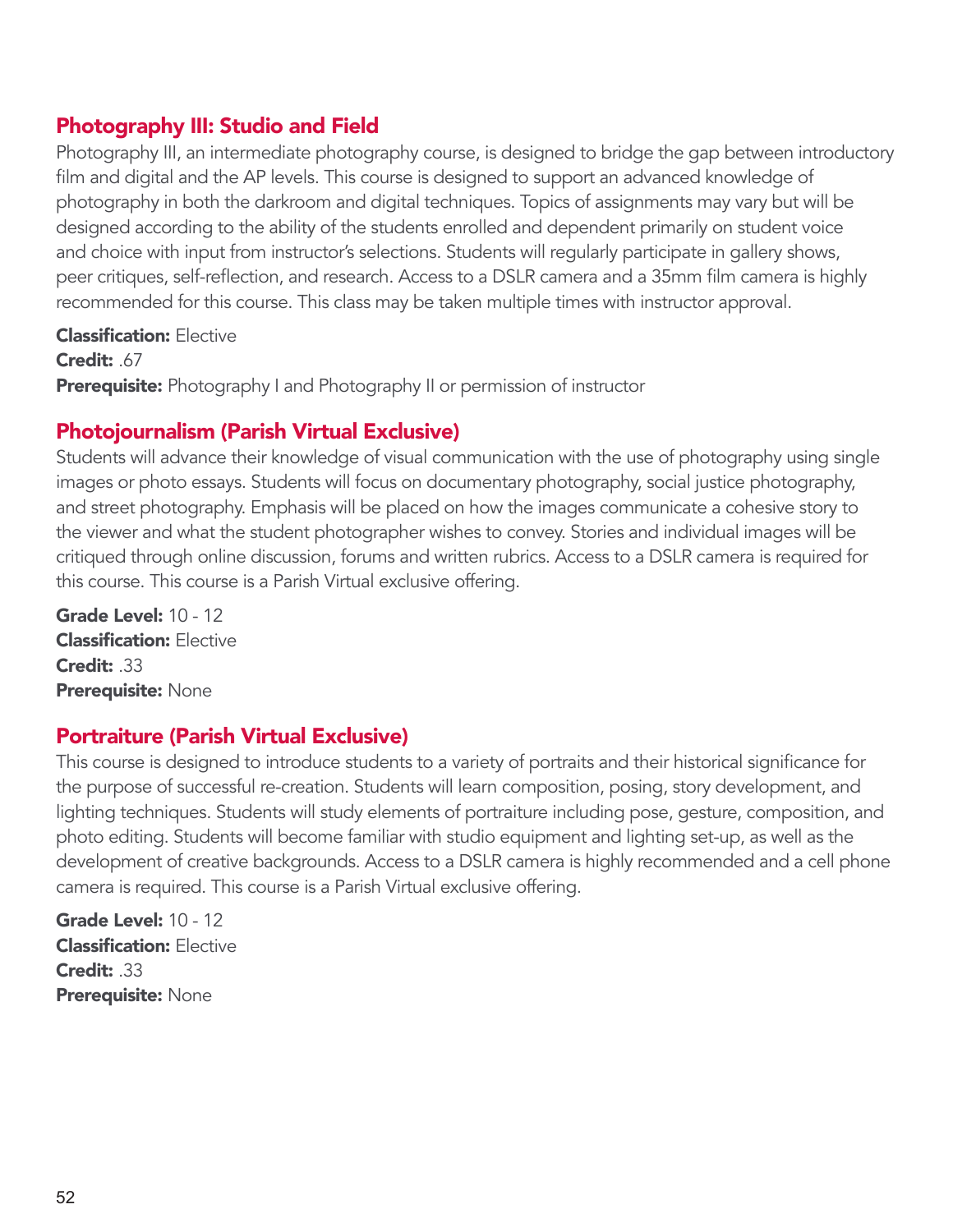## Photography III: Studio and Field

Photography III, an intermediate photography course, is designed to bridge the gap between introductory film and digital and the AP levels. This course is designed to support an advanced knowledge of photography in both the darkroom and digital techniques. Topics of assignments may vary but will be designed according to the ability of the students enrolled and dependent primarily on student voice and choice with input from instructor's selections. Students will regularly participate in gallery shows, peer critiques, self-reflection, and research. Access to a DSLR camera and a 35mm film camera is highly recommended for this course. This class may be taken multiple times with instructor approval.

**Classification:** Elective
**Credit:** .67
**Prerequisite:** Photography I and Photography II or permission of instructor

## Photojournalism (Parish Virtual Exclusive)

Students will advance their knowledge of visual communication with the use of photography using single images or photo essays. Students will focus on documentary photography, social justice photography, and street photography. Emphasis will be placed on how the images communicate a cohesive story to the viewer and what the student photographer wishes to convey. Stories and individual images will be critiqued through online discussion, forums and written rubrics. Access to a DSLR camera is required for this course. This course is a Parish Virtual exclusive offering.

**Grade Level:** 10 - 12
**Classification:** Elective
**Credit:** .33
**Prerequisite:** None

## Portraiture (Parish Virtual Exclusive)

This course is designed to introduce students to a variety of portraits and their historical significance for the purpose of successful re-creation. Students will learn composition, posing, story development, and lighting techniques. Students will study elements of portraiture including pose, gesture, composition, and photo editing. Students will become familiar with studio equipment and lighting set-up, as well as the development of creative backgrounds. Access to a DSLR camera is highly recommended and a cell phone camera is required. This course is a Parish Virtual exclusive offering.

**Grade Level:** 10 - 12
**Classification:** Elective
**Credit:** .33
**Prerequisite:** None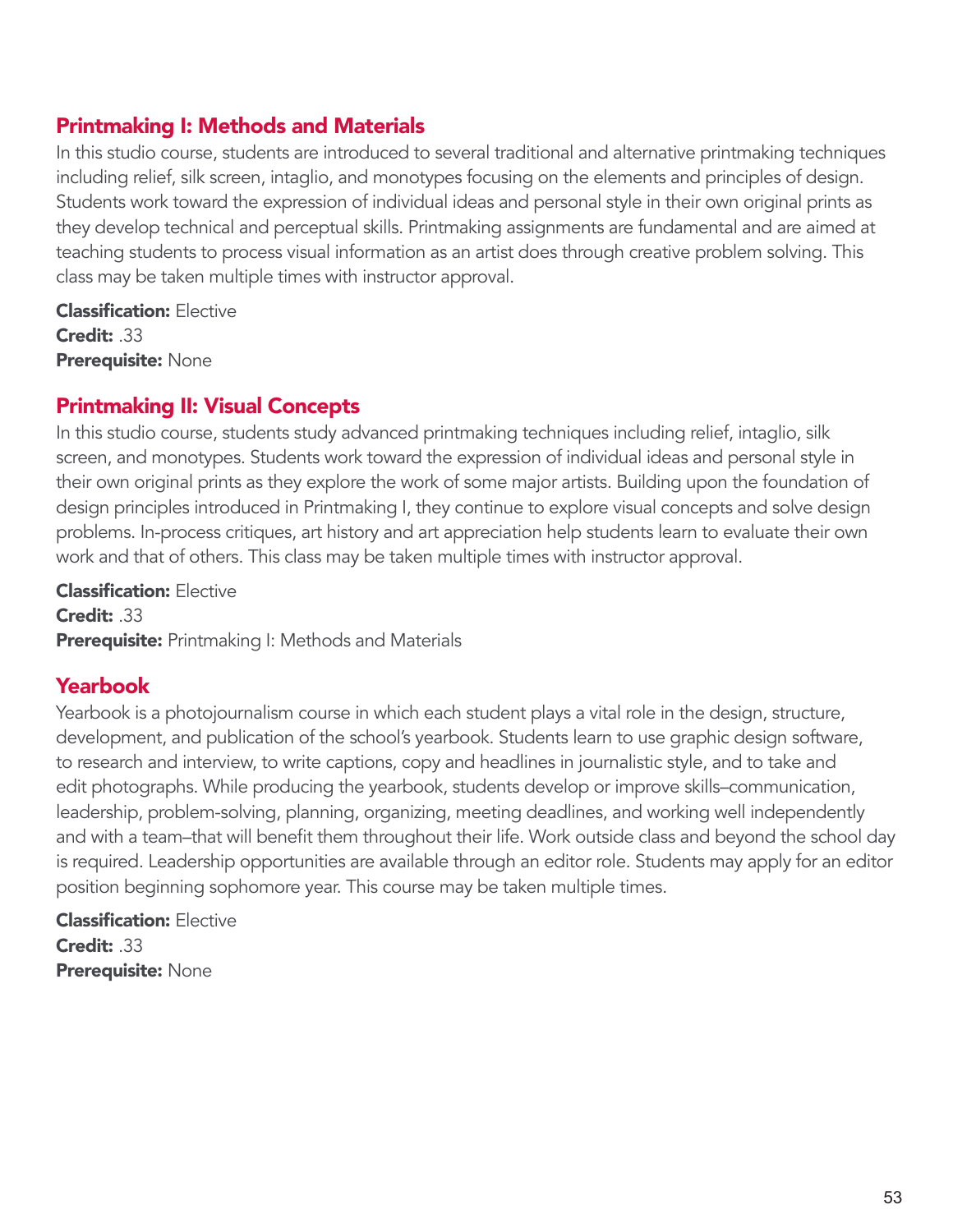## Printmaking I: Methods and Materials

In this studio course, students are introduced to several traditional and alternative printmaking techniques including relief, silk screen, intaglio, and monotypes focusing on the elements and principles of design. Students work toward the expression of individual ideas and personal style in their own original prints as they develop technical and perceptual skills. Printmaking assignments are fundamental and are aimed at teaching students to process visual information as an artist does through creative problem solving. This class may be taken multiple times with instructor approval.

**Classification:** Elective
**Credit:** .33
**Prerequisite:** None

## Printmaking II: Visual Concepts

In this studio course, students study advanced printmaking techniques including relief, intaglio, silk screen, and monotypes. Students work toward the expression of individual ideas and personal style in their own original prints as they explore the work of some major artists. Building upon the foundation of design principles introduced in Printmaking I, they continue to explore visual concepts and solve design problems. In-process critiques, art history and art appreciation help students learn to evaluate their own work and that of others. This class may be taken multiple times with instructor approval.

**Classification:** Elective
**Credit:** .33
**Prerequisite:** Printmaking I: Methods and Materials

## Yearbook

Yearbook is a photojournalism course in which each student plays a vital role in the design, structure, development, and publication of the school's yearbook. Students learn to use graphic design software, to research and interview, to write captions, copy and headlines in journalistic style, and to take and edit photographs. While producing the yearbook, students develop or improve skills–communication, leadership, problem-solving, planning, organizing, meeting deadlines, and working well independently and with a team–that will benefit them throughout their life. Work outside class and beyond the school day is required. Leadership opportunities are available through an editor role. Students may apply for an editor position beginning sophomore year. This course may be taken multiple times.

**Classification:** Elective
**Credit:** .33
**Prerequisite:** None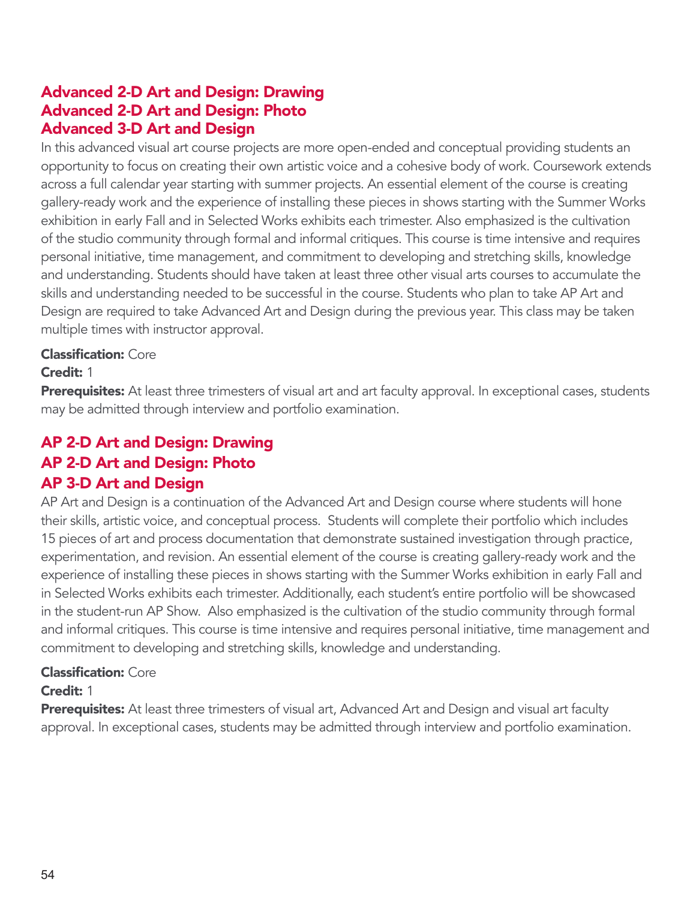## Advanced 2-D Art and Design: Drawing
## Advanced 2-D Art and Design: Photo
## Advanced 3-D Art and Design

In this advanced visual art course projects are more open-ended and conceptual providing students an opportunity to focus on creating their own artistic voice and a cohesive body of work. Coursework extends across a full calendar year starting with summer projects. An essential element of the course is creating gallery-ready work and the experience of installing these pieces in shows starting with the Summer Works exhibition in early Fall and in Selected Works exhibits each trimester. Also emphasized is the cultivation of the studio community through formal and informal critiques. This course is time intensive and requires personal initiative, time management, and commitment to developing and stretching skills, knowledge and understanding. Students should have taken at least three other visual arts courses to accumulate the skills and understanding needed to be successful in the course. Students who plan to take AP Art and Design are required to take Advanced Art and Design during the previous year. This class may be taken multiple times with instructor approval.

**Classification:** Core
**Credit:** 1
**Prerequisites:** At least three trimesters of visual art and art faculty approval. In exceptional cases, students may be admitted through interview and portfolio examination.

## AP 2-D Art and Design: Drawing
## AP 2-D Art and Design: Photo
## AP 3-D Art and Design

AP Art and Design is a continuation of the Advanced Art and Design course where students will hone their skills, artistic voice, and conceptual process. Students will complete their portfolio which includes 15 pieces of art and process documentation that demonstrate sustained investigation through practice, experimentation, and revision. An essential element of the course is creating gallery-ready work and the experience of installing these pieces in shows starting with the Summer Works exhibition in early Fall and in Selected Works exhibits each trimester. Additionally, each student's entire portfolio will be showcased in the student-run AP Show. Also emphasized is the cultivation of the studio community through formal and informal critiques. This course is time intensive and requires personal initiative, time management and commitment to developing and stretching skills, knowledge and understanding.

**Classification:** Core
**Credit:** 1
**Prerequisites:** At least three trimesters of visual art, Advanced Art and Design and visual art faculty approval. In exceptional cases, students may be admitted through interview and portfolio examination.